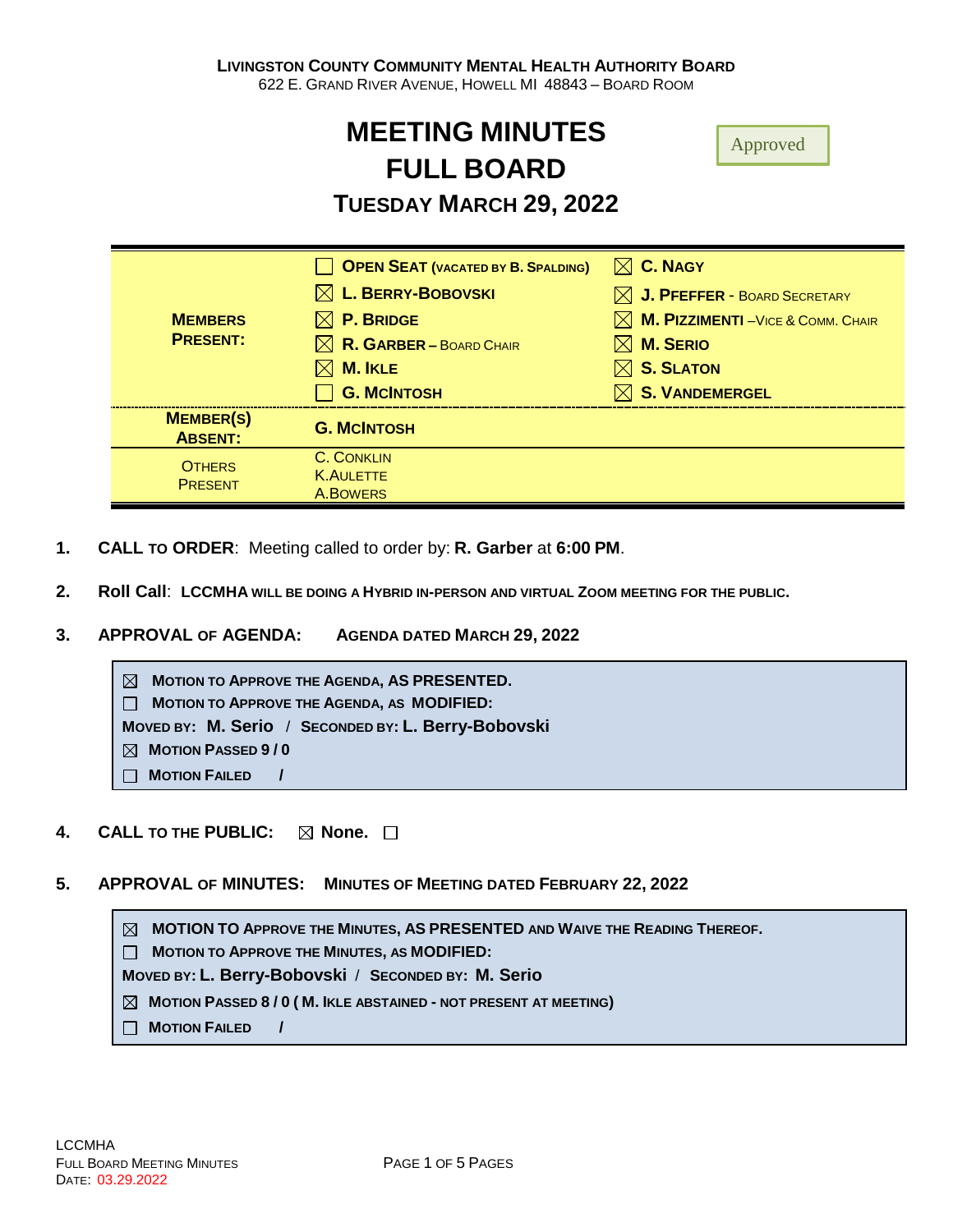**Livingston County Community Mental Health Authority Board**
622 E. Grand River Avenue, Howell MI 48843 – Board Room

# MEETING MINUTES
# FULL BOARD
## Tuesday March 29, 2022

Approved

| | | |
|---|---|---|
| **Members Present:** | ☐ **Open Seat (vacated by B. Spalding)** | ☒ **C. Nagy** |
| | ☒ **L. Berry-Bobovski** | ☒ **J. Pfeffer** - Board Secretary |
| | ☒ **P. Bridge** | ☒ **M. Pizzimenti** –Vice & Comm. Chair |
| | ☒ **R. Garber** – Board Chair | ☒ **M. Serio** |
| | ☒ **M. Ikle** | ☒ **S. Slaton** |
| | ☐ **G. McIntosh** | ☒ **S. Vandemergel** |
| **Member(s) Absent:** | **G. McIntosh** | |
| Others Present | C. Conklin<br>K. Aulette<br>A. Bowers | |

1. **CALL TO ORDER**: Meeting called to order by: **R. Garber** at **6:00 PM**.

2. **Roll Call**: **LCCMHA will be doing a Hybrid in-person and virtual Zoom meeting for the public.**

3. **APPROVAL OF AGENDA: Agenda dated March 29, 2022**

> ☒ **Motion to Approve the Agenda, as PRESENTED.**
> ☐ **Motion to Approve the Agenda, as MODIFIED:**
> **Moved by: M. Serio / Seconded by: L. Berry-Bobovski**
> ☒ **Motion Passed 9 / 0**
> ☐ **Motion Failed /**

4. **CALL TO THE PUBLIC:** ☒ **None.** ☐

5. **APPROVAL OF MINUTES: Minutes of Meeting dated February 22, 2022**

> ☒ **MOTION TO Approve the Minutes, AS PRESENTED and Waive the Reading Thereof.**
> ☐ **Motion to Approve the Minutes, as MODIFIED:**
> **Moved by: L. Berry-Bobovski / Seconded by: M. Serio**
> ☒ **Motion Passed 8 / 0 ( M. Ikle abstained - not present at meeting)**
> ☐ **Motion Failed /**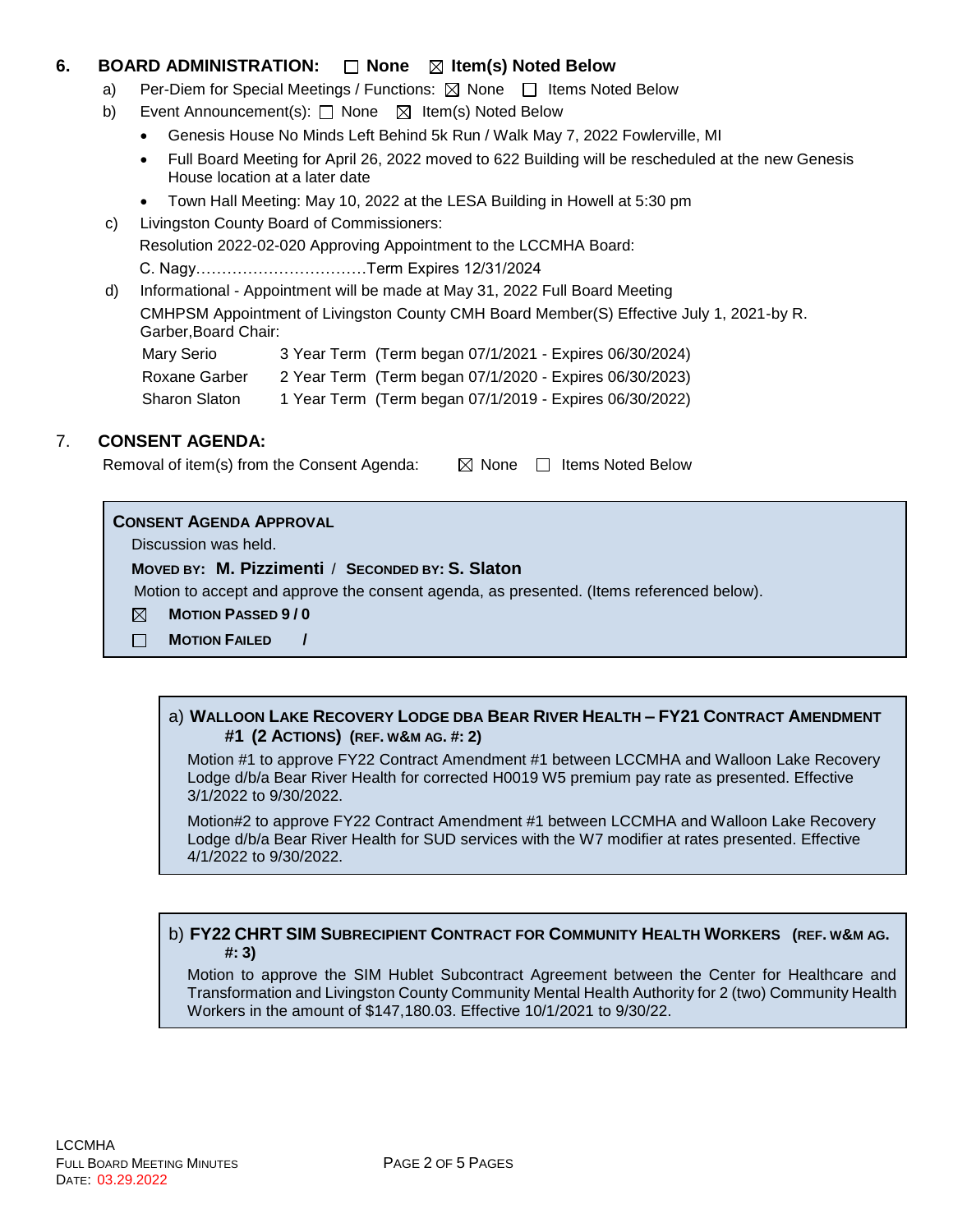## 6. BOARD ADMINISTRATION: ☐ None ☒ Item(s) Noted Below

a) Per-Diem for Special Meetings / Functions: ☒ None ☐ Items Noted Below

b) Event Announcement(s): ☐ None ☒ Item(s) Noted Below

- Genesis House No Minds Left Behind 5k Run / Walk May 7, 2022 Fowlerville, MI
- Full Board Meeting for April 26, 2022 moved to 622 Building will be rescheduled at the new Genesis House location at a later date
- Town Hall Meeting: May 10, 2022 at the LESA Building in Howell at 5:30 pm

c) Livingston County Board of Commissioners:
Resolution 2022-02-020 Approving Appointment to the LCCMHA Board:
C. Nagy……………………………Term Expires 12/31/2024

d) Informational - Appointment will be made at May 31, 2022 Full Board Meeting
CMHPSM Appointment of Livingston County CMH Board Member(S) Effective July 1, 2021-by R. Garber,Board Chair:

| | | |
|---|---|---|
| Mary Serio | 3 Year Term | (Term began 07/1/2021 - Expires 06/30/2024) |
| Roxane Garber | 2 Year Term | (Term began 07/1/2020 - Expires 06/30/2023) |
| Sharon Slaton | 1 Year Term | (Term began 07/1/2019 - Expires 06/30/2022) |

## 7. CONSENT AGENDA:

Removal of item(s) from the Consent Agenda: ☒ None ☐ Items Noted Below

**CONSENT AGENDA APPROVAL**

Discussion was held.

**MOVED BY: M. Pizzimenti** / **SECONDED BY: S. Slaton**

Motion to accept and approve the consent agenda, as presented. (Items referenced below).

☒ **MOTION PASSED 9 / 0**

☐ **MOTION FAILED /**

a) **WALLOON LAKE RECOVERY LODGE DBA BEAR RIVER HEALTH – FY21 CONTRACT AMENDMENT #1 (2 ACTIONS) (REF. W&M AG. #: 2)**

Motion #1 to approve FY22 Contract Amendment #1 between LCCMHA and Walloon Lake Recovery Lodge d/b/a Bear River Health for corrected H0019 W5 premium pay rate as presented. Effective 3/1/2022 to 9/30/2022.

Motion#2 to approve FY22 Contract Amendment #1 between LCCMHA and Walloon Lake Recovery Lodge d/b/a Bear River Health for SUD services with the W7 modifier at rates presented. Effective 4/1/2022 to 9/30/2022.

b) **FY22 CHRT SIM SUBRECIPIENT CONTRACT FOR COMMUNITY HEALTH WORKERS (REF. W&M AG. #: 3)**

Motion to approve the SIM Hublet Subcontract Agreement between the Center for Healthcare and Transformation and Livingston County Community Mental Health Authority for 2 (two) Community Health Workers in the amount of $147,180.03. Effective 10/1/2021 to 9/30/22.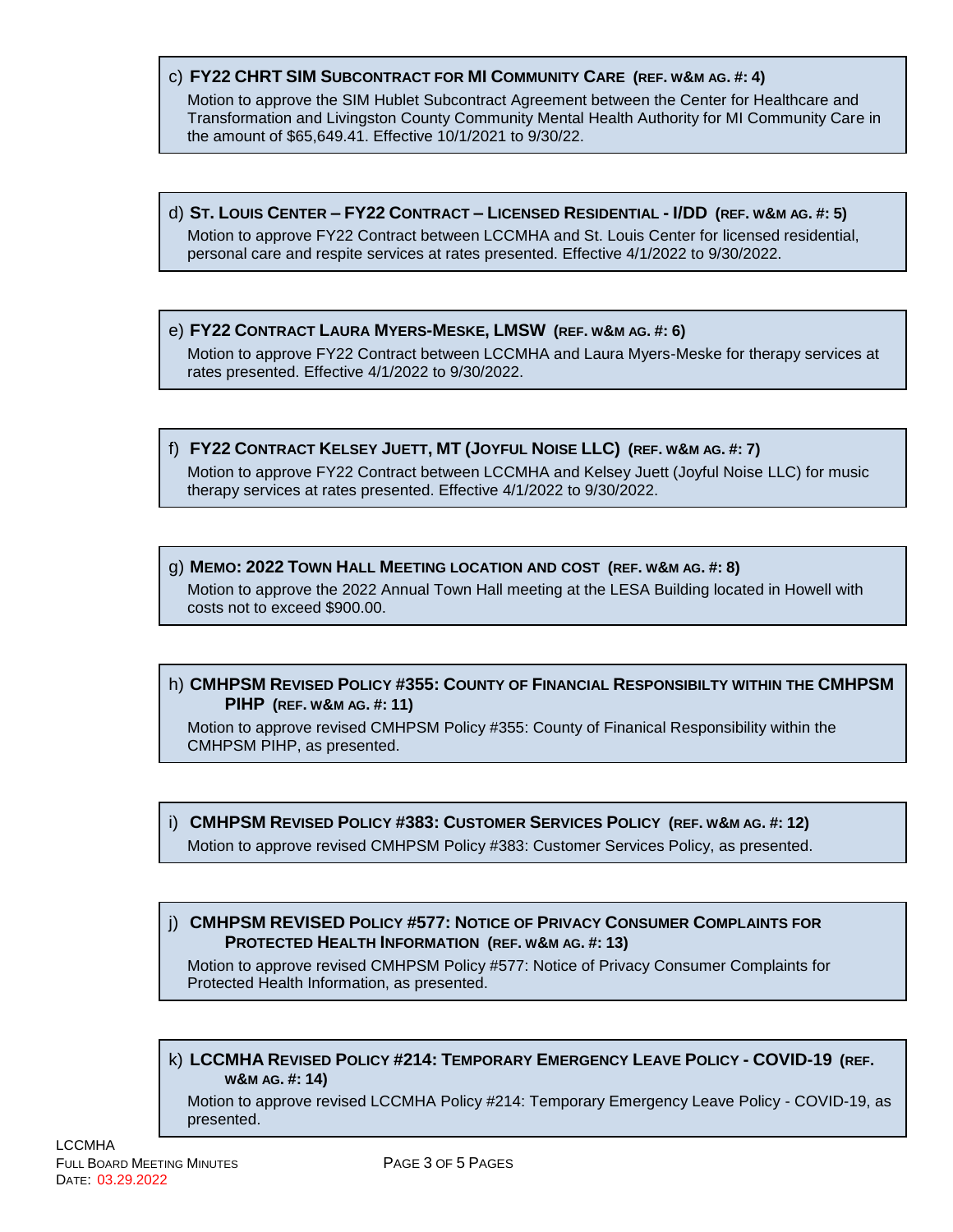c) **FY22 CHRT SIM SUBCONTRACT FOR MI COMMUNITY CARE (REF. W&M AG. #: 4)**

Motion to approve the SIM Hublet Subcontract Agreement between the Center for Healthcare and Transformation and Livingston County Community Mental Health Authority for MI Community Care in the amount of $65,649.41. Effective 10/1/2021 to 9/30/22.

d) **ST. LOUIS CENTER – FY22 CONTRACT – LICENSED RESIDENTIAL - I/DD (REF. W&M AG. #: 5)**

Motion to approve FY22 Contract between LCCMHA and St. Louis Center for licensed residential, personal care and respite services at rates presented. Effective 4/1/2022 to 9/30/2022.

e) **FY22 CONTRACT LAURA MYERS-MESKE, LMSW (REF. W&M AG. #: 6)**

Motion to approve FY22 Contract between LCCMHA and Laura Myers-Meske for therapy services at rates presented. Effective 4/1/2022 to 9/30/2022.

f) **FY22 CONTRACT KELSEY JUETT, MT (JOYFUL NOISE LLC) (REF. W&M AG. #: 7)**

Motion to approve FY22 Contract between LCCMHA and Kelsey Juett (Joyful Noise LLC) for music therapy services at rates presented. Effective 4/1/2022 to 9/30/2022.

g) **MEMO: 2022 TOWN HALL MEETING LOCATION AND COST (REF. W&M AG. #: 8)**

Motion to approve the 2022 Annual Town Hall meeting at the LESA Building located in Howell with costs not to exceed $900.00.

h) **CMHPSM REVISED POLICY #355: COUNTY OF FINANCIAL RESPONSIBILTY WITHIN THE CMHPSM PIHP (REF. W&M AG. #: 11)**

Motion to approve revised CMHPSM Policy #355: County of Finanical Responsibility within the CMHPSM PIHP, as presented.

i) **CMHPSM REVISED POLICY #383: CUSTOMER SERVICES POLICY (REF. W&M AG. #: 12)**

Motion to approve revised CMHPSM Policy #383: Customer Services Policy, as presented.

j) **CMHPSM REVISED POLICY #577: NOTICE OF PRIVACY CONSUMER COMPLAINTS FOR PROTECTED HEALTH INFORMATION (REF. W&M AG. #: 13)**

Motion to approve revised CMHPSM Policy #577: Notice of Privacy Consumer Complaints for Protected Health Information, as presented.

k) **LCCMHA REVISED POLICY #214: TEMPORARY EMERGENCY LEAVE POLICY - COVID-19 (REF. W&M AG. #: 14)**

Motion to approve revised LCCMHA Policy #214: Temporary Emergency Leave Policy - COVID-19, as presented.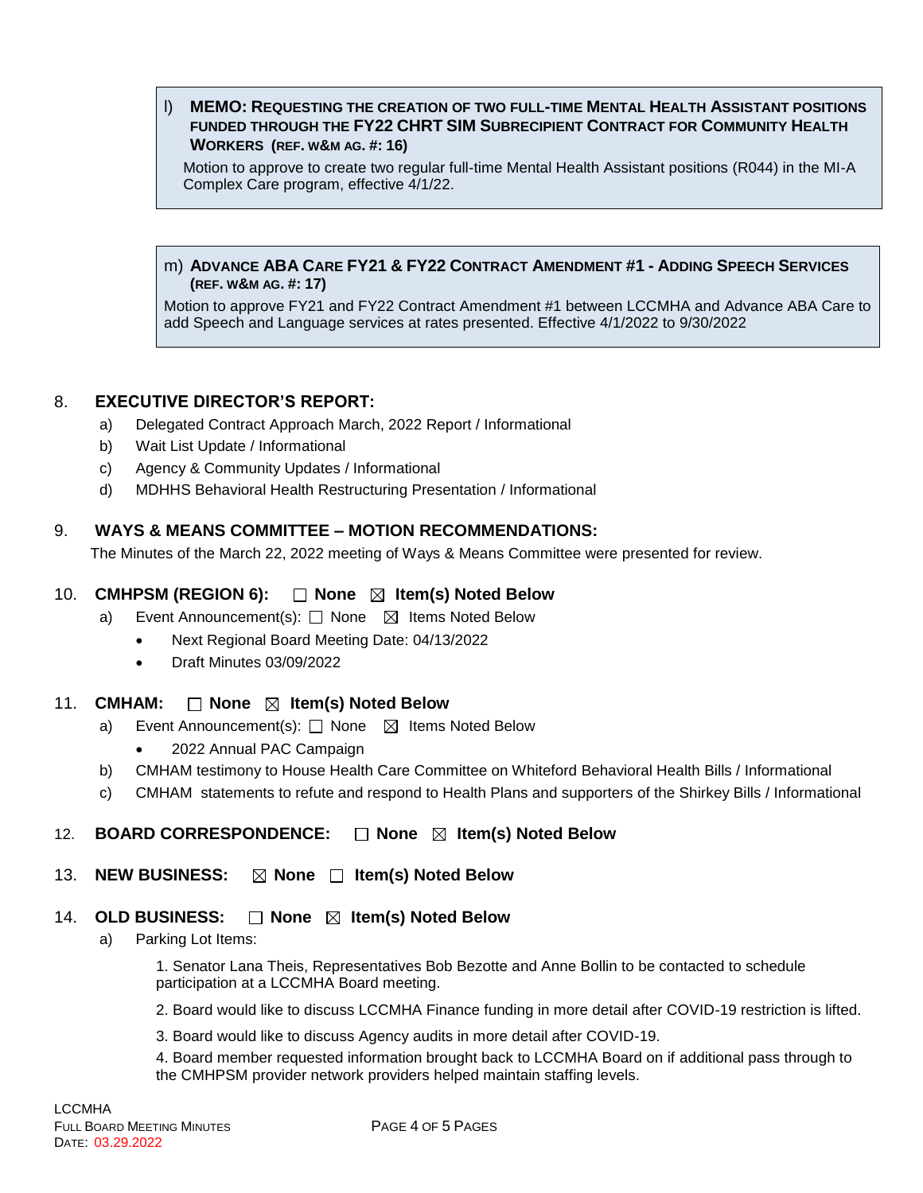l) **MEMO: REQUESTING THE CREATION OF TWO FULL-TIME MENTAL HEALTH ASSISTANT POSITIONS FUNDED THROUGH THE FY22 CHRT SIM SUBRECIPIENT CONTRACT FOR COMMUNITY HEALTH WORKERS (REF. W&M AG. #: 16)**

Motion to approve to create two regular full-time Mental Health Assistant positions (R044) in the MI-A Complex Care program, effective 4/1/22.

m) **ADVANCE ABA CARE FY21 & FY22 CONTRACT AMENDMENT #1 - ADDING SPEECH SERVICES (REF. W&M AG. #: 17)**

Motion to approve FY21 and FY22 Contract Amendment #1 between LCCMHA and Advance ABA Care to add Speech and Language services at rates presented. Effective 4/1/2022 to 9/30/2022

## 8. EXECUTIVE DIRECTOR'S REPORT:

a) Delegated Contract Approach March, 2022 Report / Informational
b) Wait List Update / Informational
c) Agency & Community Updates / Informational
d) MDHHS Behavioral Health Restructuring Presentation / Informational

## 9. WAYS & MEANS COMMITTEE – MOTION RECOMMENDATIONS:

The Minutes of the March 22, 2022 meeting of Ways & Means Committee were presented for review.

## 10. CMHPSM (REGION 6): ☐ None ☒ Item(s) Noted Below

a) Event Announcement(s): ☐ None ☒ Items Noted Below
- Next Regional Board Meeting Date: 04/13/2022
- Draft Minutes 03/09/2022

## 11. CMHAM: ☐ None ☒ Item(s) Noted Below

a) Event Announcement(s): ☐ None ☒ Items Noted Below
- 2022 Annual PAC Campaign

b) CMHAM testimony to House Health Care Committee on Whiteford Behavioral Health Bills / Informational
c) CMHAM statements to refute and respond to Health Plans and supporters of the Shirkey Bills / Informational

## 12. BOARD CORRESPONDENCE: ☐ None ☒ Item(s) Noted Below

## 13. NEW BUSINESS: ☒ None ☐ Item(s) Noted Below

## 14. OLD BUSINESS: ☐ None ☒ Item(s) Noted Below

a) Parking Lot Items:

1. Senator Lana Theis, Representatives Bob Bezotte and Anne Bollin to be contacted to schedule participation at a LCCMHA Board meeting.
2. Board would like to discuss LCCMHA Finance funding in more detail after COVID-19 restriction is lifted.
3. Board would like to discuss Agency audits in more detail after COVID-19.
4. Board member requested information brought back to LCCMHA Board on if additional pass through to the CMHPSM provider network providers helped maintain staffing levels.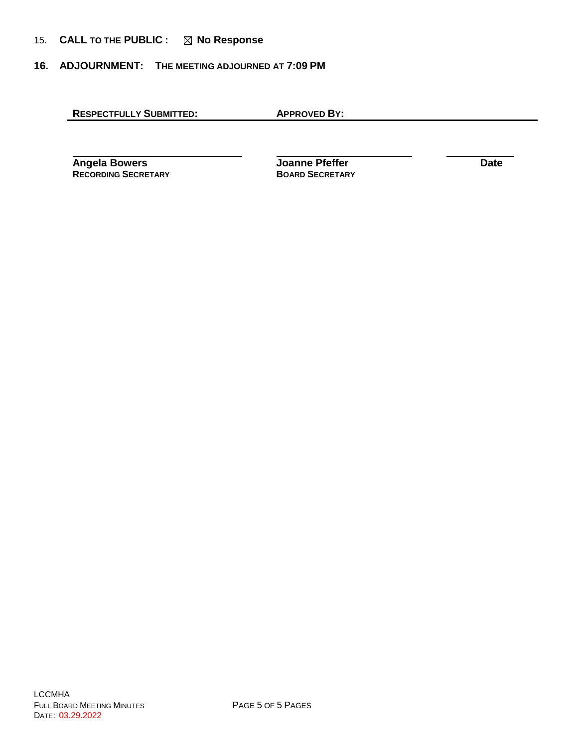15. **CALL TO THE PUBLIC :** ☒ **No Response**

**16. ADJOURNMENT: THE MEETING ADJOURNED AT 7:09 PM**

| **RESPECTFULLY SUBMITTED:** | **APPROVED BY:** | |
|---|---|---|
| | | |
| **Angela Bowers** | **Joanne Pfeffer** | **Date** |
| **RECORDING SECRETARY** | **BOARD SECRETARY** | |

LCCMHA
FULL BOARD MEETING MINUTES
DATE: 03.29.2022